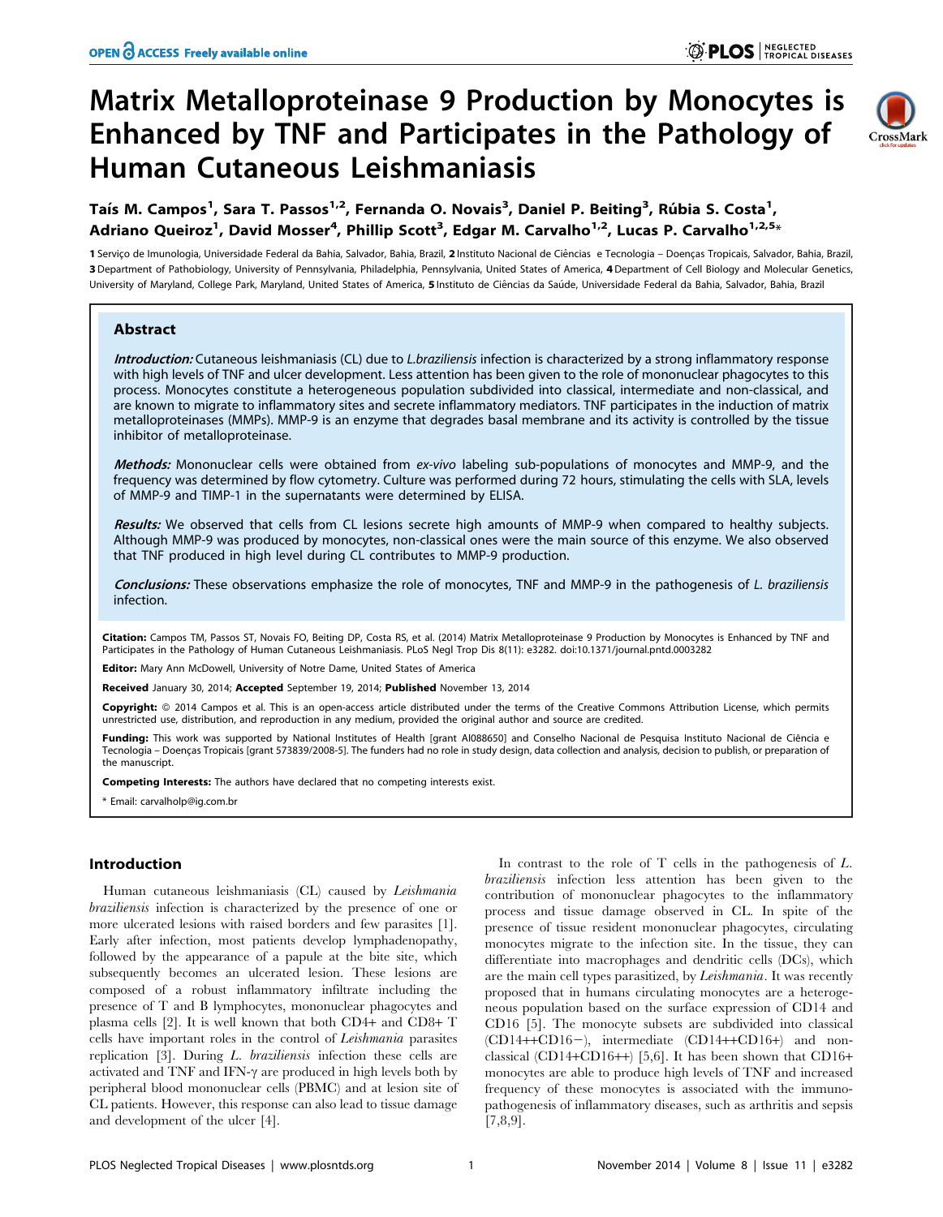# Matrix Metalloproteinase 9 Production by Monocytes is Enhanced by TNF and Participates in the Pathology of Human Cutaneous Leishmaniasis

**Taís M. Campos[1], Sara T. Passos[1,2], Fernanda O. Novais[3], Daniel P. Beiting[3], Rúbia S. Costa[1], Adriano Queiroz[1], David Mosser[4], Phillip Scott[3], Edgar M. Carvalho[1,2], Lucas P. Carvalho[1,2,5]***

1 Serviço de Imunologia, Universidade Federal da Bahia, Salvador, Bahia, Brazil, 2 Instituto Nacional de Ciências e Tecnologia – Doenças Tropicais, Salvador, Bahia, Brazil, 3 Department of Pathobiology, University of Pennsylvania, Philadelphia, Pennsylvania, United States of America, 4 Department of Cell Biology and Molecular Genetics, University of Maryland, College Park, Maryland, United States of America, 5 Instituto de Ciências da Saúde, Universidade Federal da Bahia, Salvador, Bahia, Brazil

## Abstract

***Introduction:*** Cutaneous leishmaniasis (CL) due to *L.braziliensis* infection is characterized by a strong inflammatory response with high levels of TNF and ulcer development. Less attention has been given to the role of mononuclear phagocytes to this process. Monocytes constitute a heterogeneous population subdivided into classical, intermediate and non-classical, and are known to migrate to inflammatory sites and secrete inflammatory mediators. TNF participates in the induction of matrix metalloproteinases (MMPs). MMP-9 is an enzyme that degrades basal membrane and its activity is controlled by the tissue inhibitor of metalloproteinase.

***Methods:*** Mononuclear cells were obtained from *ex-vivo* labeling sub-populations of monocytes and MMP-9, and the frequency was determined by flow cytometry. Culture was performed during 72 hours, stimulating the cells with SLA, levels of MMP-9 and TIMP-1 in the supernatants were determined by ELISA.

***Results:*** We observed that cells from CL lesions secrete high amounts of MMP-9 when compared to healthy subjects. Although MMP-9 was produced by monocytes, non-classical ones were the main source of this enzyme. We also observed that TNF produced in high level during CL contributes to MMP-9 production.

***Conclusions:*** These observations emphasize the role of monocytes, TNF and MMP-9 in the pathogenesis of *L. braziliensis* infection.

**Citation:** Campos TM, Passos ST, Novais FO, Beiting DP, Costa RS, et al. (2014) Matrix Metalloproteinase 9 Production by Monocytes is Enhanced by TNF and Participates in the Pathology of Human Cutaneous Leishmaniasis. PLoS Negl Trop Dis 8(11): e3282. doi:10.1371/journal.pntd.0003282

**Editor:** Mary Ann McDowell, University of Notre Dame, United States of America

**Received** January 30, 2014; **Accepted** September 19, 2014; **Published** November 13, 2014

**Copyright:** © 2014 Campos et al. This is an open-access article distributed under the terms of the Creative Commons Attribution License, which permits unrestricted use, distribution, and reproduction in any medium, provided the original author and source are credited.

**Funding:** This work was supported by National Institutes of Health [grant AI088650] and Conselho Nacional de Pesquisa Instituto Nacional de Ciência e Tecnologia – Doenças Tropicais [grant 573839/2008-5]. The funders had no role in study design, data collection and analysis, decision to publish, or preparation of the manuscript.

**Competing Interests:** The authors have declared that no competing interests exist.

* Email: carvalholp@ig.com.br

## Introduction

Human cutaneous leishmaniasis (CL) caused by *Leishmania braziliensis* infection is characterized by the presence of one or more ulcerated lesions with raised borders and few parasites [1]. Early after infection, most patients develop lymphadenopathy, followed by the appearance of a papule at the bite site, which subsequently becomes an ulcerated lesion. These lesions are composed of a robust inflammatory infiltrate including the presence of T and B lymphocytes, mononuclear phagocytes and plasma cells [2]. It is well known that both CD4+ and CD8+ T cells have important roles in the control of *Leishmania* parasites replication [3]. During *L. braziliensis* infection these cells are activated and TNF and IFN-$\gamma$ are produced in high levels both by peripheral blood mononuclear cells (PBMC) and at lesion site of CL patients. However, this response can also lead to tissue damage and development of the ulcer [4].

In contrast to the role of T cells in the pathogenesis of *L. braziliensis* infection less attention has been given to the contribution of mononuclear phagocytes to the inflammatory process and tissue damage observed in CL. In spite of the presence of tissue resident mononuclear phagocytes, circulating monocytes migrate to the infection site. In the tissue, they can differentiate into macrophages and dendritic cells (DCs), which are the main cell types parasitized, by *Leishmania*. It was recently proposed that in humans circulating monocytes are a heterogeneous population based on the surface expression of CD14 and CD16 [5]. The monocyte subsets are subdivided into classical (CD14++CD16−), intermediate (CD14++CD16+) and non-classical (CD14+CD16++) [5,6]. It has been shown that CD16+ monocytes are able to produce high levels of TNF and increased frequency of these monocytes is associated with the immunopathogenesis of inflammatory diseases, such as arthritis and sepsis [7,8,9].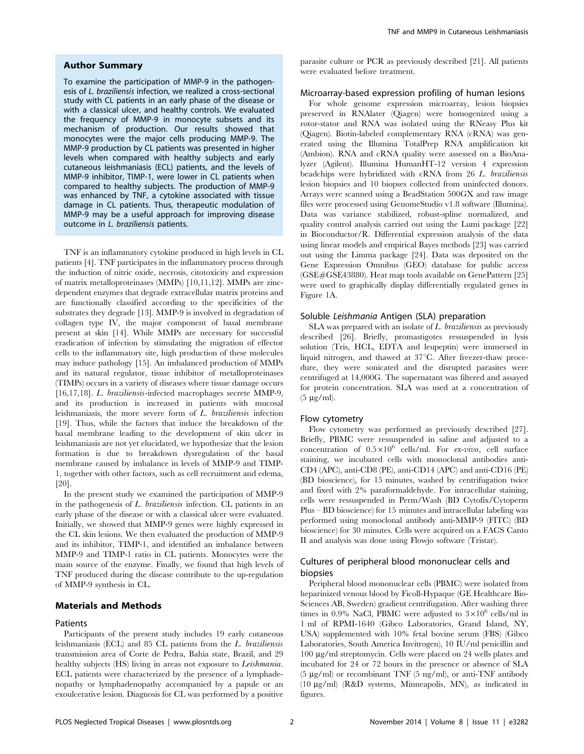## Author Summary

To examine the participation of MMP-9 in the pathogenesis of *L. braziliensis* infection, we realized a cross-sectional study with CL patients in an early phase of the disease or with a classical ulcer, and healthy controls. We evaluated the frequency of MMP-9 in monocyte subsets and its mechanism of production. Our results showed that monocytes were the major cells producing MMP-9. The MMP-9 production by CL patients was presented in higher levels when compared with healthy subjects and early cutaneous leishmaniasis (ECL) patients, and the levels of MMP-9 inhibitor, TIMP-1, were lower in CL patients when compared to healthy subjects. The production of MMP-9 was enhanced by TNF, a cytokine associated with tissue damage in CL patients. Thus, therapeutic modulation of MMP-9 may be a useful approach for improving disease outcome in *L. braziliensis* patients.

TNF is an inflammatory cytokine produced in high levels in CL patients [4]. TNF participates in the inflammatory process through the induction of nitric oxide, necrosis, citotoxicity and expression of matrix metalloproteinases (MMPs) [10,11,12]. MMPs are zinc-dependent enzymes that degrade extracellular matrix proteins and are functionally classified according to the specificities of the substrates they degrade [13]. MMP-9 is involved in degradation of collagen type IV, the major component of basal membrane present at skin [14]. While MMPs are necessary for successful eradication of infection by stimulating the migration of effector cells to the inflammatory site, high production of these molecules may induce pathology [15]. An imbalanced production of MMPs and its natural regulator, tissue inhibitor of metalloproteinases (TIMPs) occurs in a variety of diseases where tissue damage occurs [16,17,18]. *L. braziliensis*-infected macrophages secrete MMP-9, and its production is increased in patients with mucosal leishmaniasis, the more severe form of *L. braziliensis* infection [19]. Thus, while the factors that induce the breakdown of the basal membrane leading to the development of skin ulcer in leishmaniasis are not yet elucidated, we hypothesize that the lesion formation is due to breakdown dysregulation of the basal membrane caused by imbalance in levels of MMP-9 and TIMP-1, together with other factors, such as cell recruitment and edema, [20].

In the present study we examined the participation of MMP-9 in the pathogenesis of *L. braziliensis* infection. CL patients in an early phase of the disease or with a classical ulcer were evaluated. Initially, we showed that MMP-9 genes were highly expressed in the CL skin lesions. We then evaluated the production of MMP-9 and its inhibitor, TIMP-1, and identified an imbalance between MMP-9 and TIMP-1 ratio in CL patients. Monocytes were the main source of the enzyme. Finally, we found that high levels of TNF produced during the disease contribute to the up-regulation of MMP-9 synthesis in CL.

## Materials and Methods

### Patients

Participants of the present study includes 19 early cutaneous leishmaniasis (ECL) and 85 CL patients from the *L. braziliensis* transmission area of Corte de Pedra, Bahia state, Brazil, and 29 healthy subjects (HS) living in areas not exposure to *Leishmania*. ECL patients were characterized by the presence of a lymphadenopathy or lymphadenopathy accompanied by a papule or an exoulcerative lesion. Diagnosis for CL was performed by a positive parasite culture or PCR as previously described [21]. All patients were evaluated before treatment.

### Microarray-based expression profiling of human lesions

For whole genome expression microarray, lesion biopsies preserved in RNAlater (Qiagen) were homogenized using a rotor-stator and RNA was isolated using the RNeasy Plus kit (Qiagen). Biotin-labeled complementary RNA (cRNA) was generated using the Illumina TotalPrep RNA amplification kit (Ambion). RNA and cRNA quality were assessed on a BioAnalyzer (Agilent). Illumina HumanHT-12 version 4 expression beadchips were hybridized with cRNA from 26 *L. braziliensis* lesion biopsies and 10 biopses collected from uninfected donors. Arrays were scanned using a BeadStation 500GX and raw image files were processed using GenomeStudio v1.8 software (Illumina). Data was variance stabilized, robust-spline normalized, and quality control analysis carried out using the Lumi package [22] in Bioconductor/R. Differential expression analysis of the data using linear models and empirical Bayes methods [23] was carried out using the Limma package [24]. Data was deposited on the Gene Expression Omnibus (GEO) database for public access (GSE#GSE43880). Heat map tools available on GenePattern [25] were used to graphically display differentially regulated genes in Figure 1A.

### Soluble *Leishmania* Antigen (SLA) preparation

SLA was prepared with an isolate of *L. braziliensis* as previously described [26]. Briefly, promastigotes ressuspended in lysis solution (Tris, HCL, EDTA and leupeptin) were immersed in liquid nitrogen, and thawed at 37°C. After freezer-thaw procedure, they were sonicated and the disrupted parasites were centrifuged at 14,000G. The supernatant was filtered and assayed for protein concentration. SLA was used at a concentration of (5 µg/ml).

### Flow cytometry

Flow cytometry was performed as previously described [27]. Briefly, PBMC were ressuspended in saline and adjusted to a concentration of $0.5\times10^6$ cells/ml. For *ex-vivo*, cell surface staining, we incubated cells with monoclonal antibodies anti-CD4 (APC), anti-CD8 (PE), anti-CD14 (APC) and anti-CD16 (PE) (BD bioscience), for 15 minutes, washed by centrifugation twice and fixed with 2% paraformaldehyde. For intracellular staining, cells were ressuspended in Perm/Wash (BD Cytofix/Cytoperm Plus – BD bioscience) for 15 minutes and intracellular labeling was performed using monoclonal antibody anti-MMP-9 (FITC) (BD bioscience) for 30 minutes. Cells were acquired on a FACS Canto II and analysis was done using Flowjo software (Tristar).

### Cultures of peripheral blood mononuclear cells and biopsies

Peripheral blood mononuclear cells (PBMC) were isolated from heparinized venous blood by Ficoll-Hypaque (GE Healthcare Bio-Sciences AB, Sweden) gradient centrifugation. After washing three times in 0.9% NaCl, PBMC were adjusted to $3\times10^6$ cells/ml in 1 ml of RPMI-1640 (Gibco Laboratories, Grand Island, NY, USA) supplemented with 10% fetal bovine serum (FBS) (Gibco Laboratories, South America Invitrogen), 10 IU/ml penicillin and 100 µg/ml streptomycin. Cells were placed on 24 wells plates and incubated for 24 or 72 hours in the presence or absence of SLA (5 µg/ml) or recombinant TNF (5 ng/ml), or anti-TNF antibody (10 µg/ml) (R&D systems, Minneapolis, MN), as indicated in figures.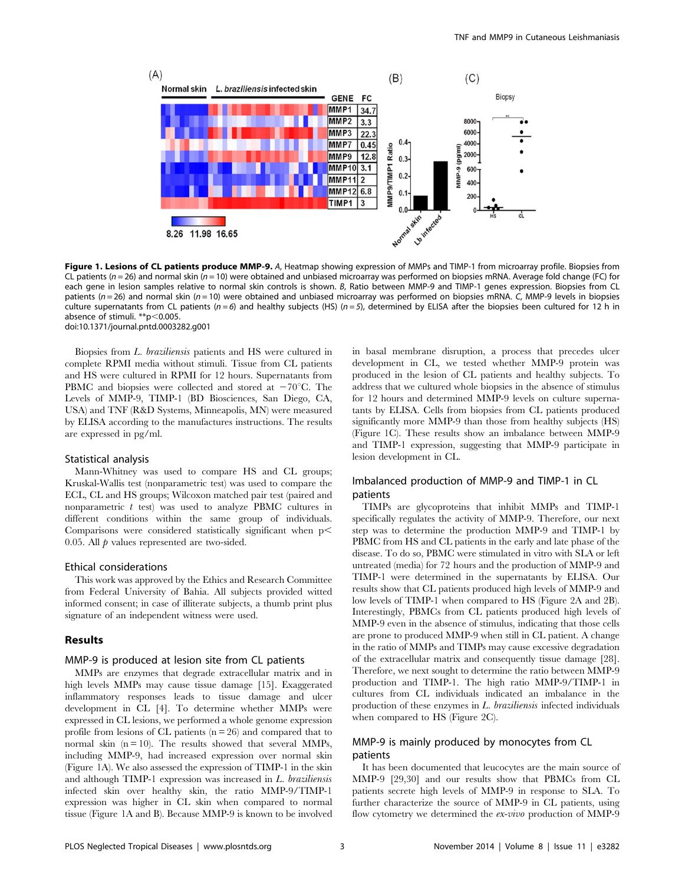**Figure 1. Lesions of CL patients produce MMP-9.** *A*, Heatmap showing expression of MMPs and TIMP-1 from microarray profile. Biopsies from CL patients ($n = 26$) and normal skin ($n = 10$) were obtained and unbiased microarray was performed on biopsies mRNA. Average fold change (FC) for each gene in lesion samples relative to normal skin controls is shown. *B*, Ratio between MMP-9 and TIMP-1 genes expression. Biopsies from CL patients ($n = 26$) and normal skin ($n = 10$) were obtained and unbiased microarray was performed on biopsies mRNA. *C*, MMP-9 levels in biopsies culture supernatants from CL patients ($n = 6$) and healthy subjects (HS) ($n = 5$), determined by ELISA after the biopsies been cultured for 12 h in absence of stimuli. **$p < 0.005$.
doi:10.1371/journal.pntd.0003282.g001

Biopsies from *L. braziliensis* patients and HS were cultured in complete RPMI media without stimuli. Tissue from CL patients and HS were cultured in RPMI for 12 hours. Supernatants from PBMC and biopsies were collected and stored at $-70$°C. The Levels of MMP-9, TIMP-1 (BD Biosciences, San Diego, CA, USA) and TNF (R&D Systems, Minneapolis, MN) were measured by ELISA according to the manufactures instructions. The results are expressed in pg/ml.

### Statistical analysis

Mann-Whitney was used to compare HS and CL groups; Kruskal-Wallis test (nonparametric test) was used to compare the ECL, CL and HS groups; Wilcoxon matched pair test (paired and nonparametric *t* test) was used to analyze PBMC cultures in different conditions within the same group of individuals. Comparisons were considered statistically significant when $p < 0.05$. All *p* values represented are two-sided.

### Ethical considerations

This work was approved by the Ethics and Research Committee from Federal University of Bahia. All subjects provided witted informed consent; in case of illiterate subjects, a thumb print plus signature of an independent witness were used.

## Results

### MMP-9 is produced at lesion site from CL patients

MMPs are enzymes that degrade extracellular matrix and in high levels MMPs may cause tissue damage [15]. Exaggerated inflammatory responses leads to tissue damage and ulcer development in CL [4]. To determine whether MMPs were expressed in CL lesions, we performed a whole genome expression profile from lesions of CL patients ($n = 26$) and compared that to normal skin ($n = 10$). The results showed that several MMPs, including MMP-9, had increased expression over normal skin (Figure 1A). We also assessed the expression of TIMP-1 in the skin and although TIMP-1 expression was increased in *L. braziliensis* infected skin over healthy skin, the ratio MMP-9/TIMP-1 expression was higher in CL skin when compared to normal tissue (Figure 1A and B). Because MMP-9 is known to be involved in basal membrane disruption, a process that precedes ulcer development in CL, we tested whether MMP-9 protein was produced in the lesion of CL patients and healthy subjects. To address that we cultured whole biopsies in the absence of stimulus for 12 hours and determined MMP-9 levels on culture supernatants by ELISA. Cells from biopsies from CL patients produced significantly more MMP-9 than those from healthy subjects (HS) (Figure 1C). These results show an imbalance between MMP-9 and TIMP-1 expression, suggesting that MMP-9 participate in lesion development in CL.

### Imbalanced production of MMP-9 and TIMP-1 in CL patients

TIMPs are glycoproteins that inhibit MMPs and TIMP-1 specifically regulates the activity of MMP-9. Therefore, our next step was to determine the production MMP-9 and TIMP-1 by PBMC from HS and CL patients in the early and late phase of the disease. To do so, PBMC were stimulated in vitro with SLA or left untreated (media) for 72 hours and the production of MMP-9 and TIMP-1 were determined in the supernatants by ELISA. Our results show that CL patients produced high levels of MMP-9 and low levels of TIMP-1 when compared to HS (Figure 2A and 2B). Interestingly, PBMCs from CL patients produced high levels of MMP-9 even in the absence of stimulus, indicating that those cells are prone to produced MMP-9 when still in CL patient. A change in the ratio of MMPs and TIMPs may cause excessive degradation of the extracellular matrix and consequently tissue damage [28]. Therefore, we next sought to determine the ratio between MMP-9 production and TIMP-1. The high ratio MMP-9/TIMP-1 in cultures from CL individuals indicated an imbalance in the production of these enzymes in *L. braziliensis* infected individuals when compared to HS (Figure 2C).

### MMP-9 is mainly produced by monocytes from CL patients

It has been documented that leucocytes are the main source of MMP-9 [29,30] and our results show that PBMCs from CL patients secrete high levels of MMP-9 in response to SLA. To further characterize the source of MMP-9 in CL patients, using flow cytometry we determined the *ex-vivo* production of MMP-9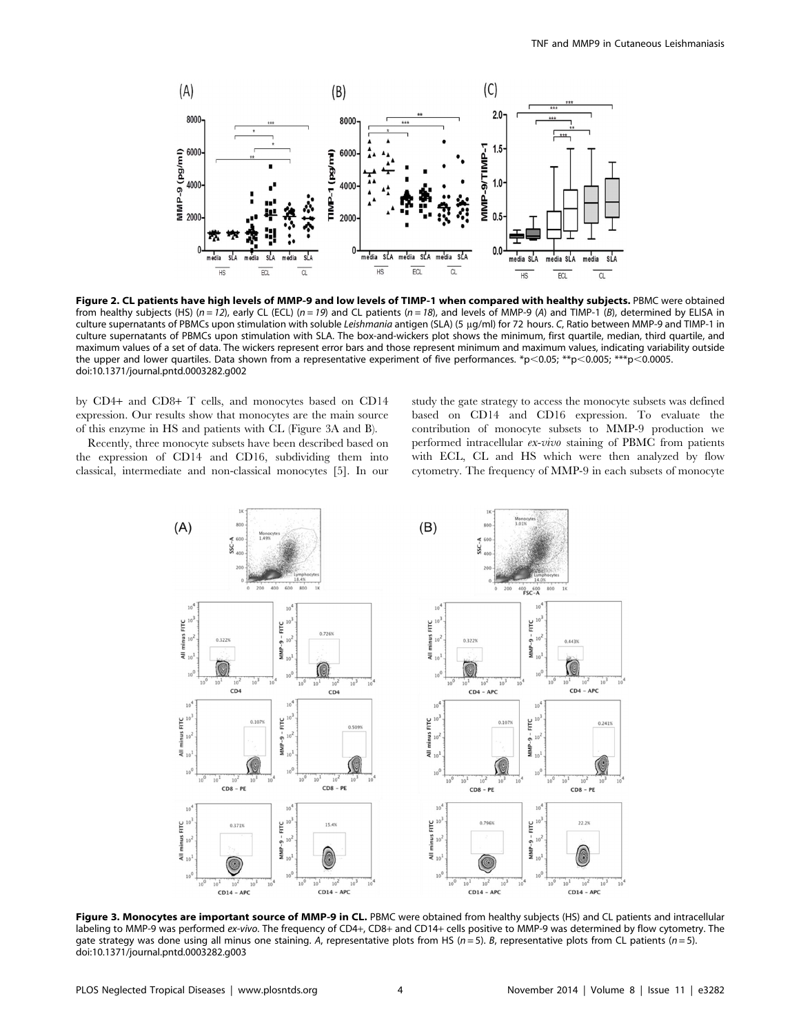**Figure 2. CL patients have high levels of MMP-9 and low levels of TIMP-1 when compared with healthy subjects.** PBMC were obtained from healthy subjects (HS) ($n = 12$), early CL (ECL) ($n = 19$) and CL patients ($n = 18$), and levels of MMP-9 (*A*) and TIMP-1 (*B*), determined by ELISA in culture supernatants of PBMCs upon stimulation with soluble *Leishmania* antigen (SLA) (5 µg/ml) for 72 hours. *C*, Ratio between MMP-9 and TIMP-1 in culture supernatants of PBMCs upon stimulation with SLA. The box-and-wickers plot shows the minimum, first quartile, median, third quartile, and maximum values of a set of data. The wickers represent error bars and those represent minimum and maximum values, indicating variability outside the upper and lower quartiles. Data shown from a representative experiment of five performances. *$p<0.05$; **$p<0.005$; ***$p<0.0005$.
doi:10.1371/journal.pntd.0003282.g002

by CD4+ and CD8+ T cells, and monocytes based on CD14 expression. Our results show that monocytes are the main source of this enzyme in HS and patients with CL (Figure 3A and B).

Recently, three monocyte subsets have been described based on the expression of CD14 and CD16, subdividing them into classical, intermediate and non-classical monocytes [5]. In our study the gate strategy to access the monocyte subsets was defined based on CD14 and CD16 expression. To evaluate the contribution of monocyte subsets to MMP-9 production we performed intracellular *ex-vivo* staining of PBMC from patients with ECL, CL and HS which were then analyzed by flow cytometry. The frequency of MMP-9 in each subsets of monocyte

**Figure 3. Monocytes are important source of MMP-9 in CL.** PBMC were obtained from healthy subjects (HS) and CL patients and intracellular labeling to MMP-9 was performed *ex-vivo*. The frequency of CD4+, CD8+ and CD14+ cells positive to MMP-9 was determined by flow cytometry. The gate strategy was done using all minus one staining. *A*, representative plots from HS ($n = 5$). *B*, representative plots from CL patients ($n = 5$).
doi:10.1371/journal.pntd.0003282.g003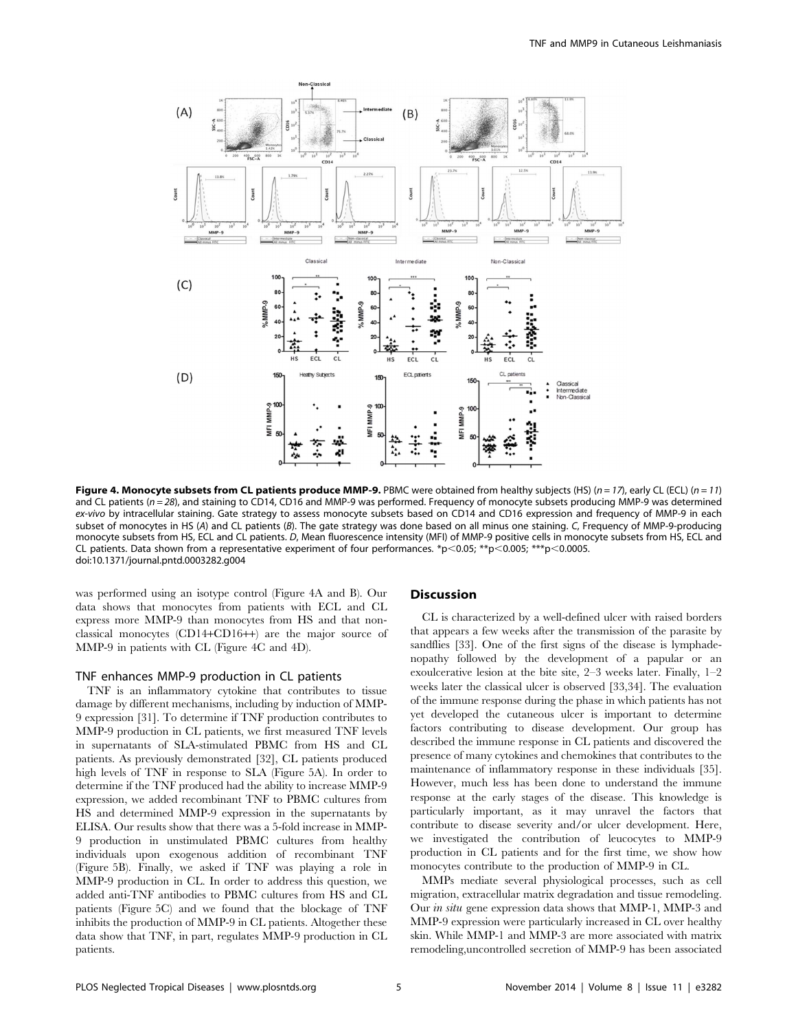**Figure 4. Monocyte subsets from CL patients produce MMP-9.** PBMC were obtained from healthy subjects (HS) ($n = 17$), early CL (ECL) ($n = 11$) and CL patients ($n = 28$), and staining to CD14, CD16 and MMP-9 was performed. Frequency of monocyte subsets producing MMP-9 was determined *ex-vivo* by intracellular staining. Gate strategy to assess monocyte subsets based on CD14 and CD16 expression and frequency of MMP-9 in each subset of monocytes in HS (*A*) and CL patients (*B*). The gate strategy was done based on all minus one staining. *C*, Frequency of MMP-9-producing monocyte subsets from HS, ECL and CL patients. *D*, Mean fluorescence intensity (MFI) of MMP-9 positive cells in monocyte subsets from HS, ECL and CL patients. Data shown from a representative experiment of four performances. *$p<0.05$; **$p<0.005$; ***$p<0.0005$.
doi:10.1371/journal.pntd.0003282.g004

was performed using an isotype control (Figure 4A and B). Our data shows that monocytes from patients with ECL and CL express more MMP-9 than monocytes from HS and that non-classical monocytes (CD14+CD16++) are the major source of MMP-9 in patients with CL (Figure 4C and 4D).

### TNF enhances MMP-9 production in CL patients

TNF is an inflammatory cytokine that contributes to tissue damage by different mechanisms, including by induction of MMP-9 expression [31]. To determine if TNF production contributes to MMP-9 production in CL patients, we first measured TNF levels in supernatants of SLA-stimulated PBMC from HS and CL patients. As previously demonstrated [32], CL patients produced high levels of TNF in response to SLA (Figure 5A). In order to determine if the TNF produced had the ability to increase MMP-9 expression, we added recombinant TNF to PBMC cultures from HS and determined MMP-9 expression in the supernatants by ELISA. Our results show that there was a 5-fold increase in MMP-9 production in unstimulated PBMC cultures from healthy individuals upon exogenous addition of recombinant TNF (Figure 5B). Finally, we asked if TNF was playing a role in MMP-9 production in CL. In order to address this question, we added anti-TNF antibodies to PBMC cultures from HS and CL patients (Figure 5C) and we found that the blockage of TNF inhibits the production of MMP-9 in CL patients. Altogether these data show that TNF, in part, regulates MMP-9 production in CL patients.

## Discussion

CL is characterized by a well-defined ulcer with raised borders that appears a few weeks after the transmission of the parasite by sandflies [33]. One of the first signs of the disease is lymphadenopathy followed by the development of a papular or an exoulcerative lesion at the bite site, 2–3 weeks later. Finally, 1–2 weeks later the classical ulcer is observed [33,34]. The evaluation of the immune response during the phase in which patients has not yet developed the cutaneous ulcer is important to determine factors contributing to disease development. Our group has described the immune response in CL patients and discovered the presence of many cytokines and chemokines that contributes to the maintenance of inflammatory response in these individuals [35]. However, much less has been done to understand the immune response at the early stages of the disease. This knowledge is particularly important, as it may unravel the factors that contribute to disease severity and/or ulcer development. Here, we investigated the contribution of leucocytes to MMP-9 production in CL patients and for the first time, we show how monocytes contribute to the production of MMP-9 in CL.

MMPs mediate several physiological processes, such as cell migration, extracellular matrix degradation and tissue remodeling. Our *in situ* gene expression data shows that MMP-1, MMP-3 and MMP-9 expression were particularly increased in CL over healthy skin. While MMP-1 and MMP-3 are more associated with matrix remodeling,uncontrolled secretion of MMP-9 has been associated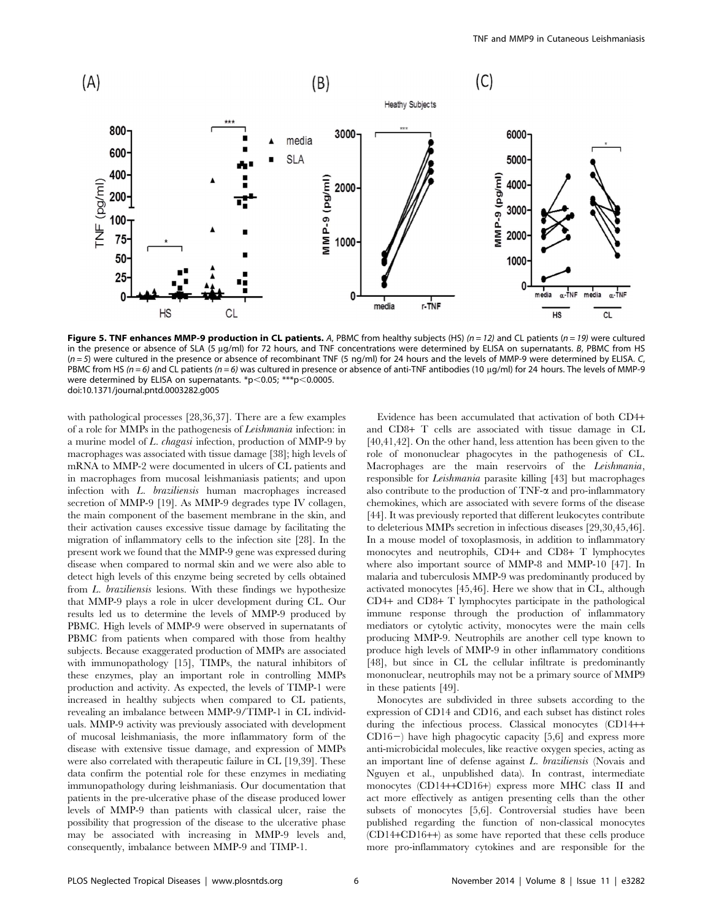**Figure 5. TNF enhances MMP-9 production in CL patients.** *A*, PBMC from healthy subjects (HS) *(n = 12)* and CL patients (*n = 19*) were cultured in the presence or absence of SLA (5 µg/ml) for 72 hours, and TNF concentrations were determined by ELISA on supernatants. *B*, PBMC from HS (*n = 5*) were cultured in the presence or absence of recombinant TNF (5 ng/ml) for 24 hours and the levels of MMP-9 were determined by ELISA. *C*, PBMC from HS *(n = 6)* and CL patients *(n = 6)* was cultured in presence or absence of anti-TNF antibodies (10 µg/ml) for 24 hours. The levels of MMP-9 were determined by ELISA on supernatants. \*p<0.05; \*\*\*p<0.0005.
doi:10.1371/journal.pntd.0003282.g005

with pathological processes [28,36,37]. There are a few examples of a role for MMPs in the pathogenesis of *Leishmania* infection: in a murine model of *L. chagasi* infection, production of MMP-9 by macrophages was associated with tissue damage [38]; high levels of mRNA to MMP-2 were documented in ulcers of CL patients and in macrophages from mucosal leishmaniasis patients; and upon infection with *L. braziliensis* human macrophages increased secretion of MMP-9 [19]. As MMP-9 degrades type IV collagen, the main component of the basement membrane in the skin, and their activation causes excessive tissue damage by facilitating the migration of inflammatory cells to the infection site [28]. In the present work we found that the MMP-9 gene was expressed during disease when compared to normal skin and we were also able to detect high levels of this enzyme being secreted by cells obtained from *L. braziliensis* lesions. With these findings we hypothesize that MMP-9 plays a role in ulcer development during CL. Our results led us to determine the levels of MMP-9 produced by PBMC. High levels of MMP-9 were observed in supernatants of PBMC from patients when compared with those from healthy subjects. Because exaggerated production of MMPs are associated with immunopathology [15], TIMPs, the natural inhibitors of these enzymes, play an important role in controlling MMPs production and activity. As expected, the levels of TIMP-1 were increased in healthy subjects when compared to CL patients, revealing an imbalance between MMP-9/TIMP-1 in CL individuals. MMP-9 activity was previously associated with development of mucosal leishmaniasis, the more inflammatory form of the disease with extensive tissue damage, and expression of MMPs were also correlated with therapeutic failure in CL [19,39]. These data confirm the potential role for these enzymes in mediating immunopathology during leishmaniasis. Our documentation that patients in the pre-ulcerative phase of the disease produced lower levels of MMP-9 than patients with classical ulcer, raise the possibility that progression of the disease to the ulcerative phase may be associated with increasing in MMP-9 levels and, consequently, imbalance between MMP-9 and TIMP-1.

Evidence has been accumulated that activation of both CD4+ and CD8+ T cells are associated with tissue damage in CL [40,41,42]. On the other hand, less attention has been given to the role of mononuclear phagocytes in the pathogenesis of CL. Macrophages are the main reservoirs of the *Leishmania*, responsible for *Leishmania* parasite killing [43] but macrophages also contribute to the production of TNF-α and pro-inflammatory chemokines, which are associated with severe forms of the disease [44]. It was previously reported that different leukocytes contribute to deleterious MMPs secretion in infectious diseases [29,30,45,46]. In a mouse model of toxoplasmosis, in addition to inflammatory monocytes and neutrophils, CD4+ and CD8+ T lymphocytes where also important source of MMP-8 and MMP-10 [47]. In malaria and tuberculosis MMP-9 was predominantly produced by activated monocytes [45,46]. Here we show that in CL, although CD4+ and CD8+ T lymphocytes participate in the pathological immune response through the production of inflammatory mediators or cytolytic activity, monocytes were the main cells producing MMP-9. Neutrophils are another cell type known to produce high levels of MMP-9 in other inflammatory conditions [48], but since in CL the cellular infiltrate is predominantly mononuclear, neutrophils may not be a primary source of MMP9 in these patients [49].

Monocytes are subdivided in three subsets according to the expression of CD14 and CD16, and each subset has distinct roles during the infectious process. Classical monocytes (CD14++ CD16−) have high phagocytic capacity [5,6] and express more anti-microbicidal molecules, like reactive oxygen species, acting as an important line of defense against *L. braziliensis* (Novais and Nguyen et al., unpublished data). In contrast, intermediate monocytes (CD14++CD16+) express more MHC class II and act more effectively as antigen presenting cells than the other subsets of monocytes [5,6]. Controversial studies have been published regarding the function of non-classical monocytes (CD14+CD16++) as some have reported that these cells produce more pro-inflammatory cytokines and are responsible for the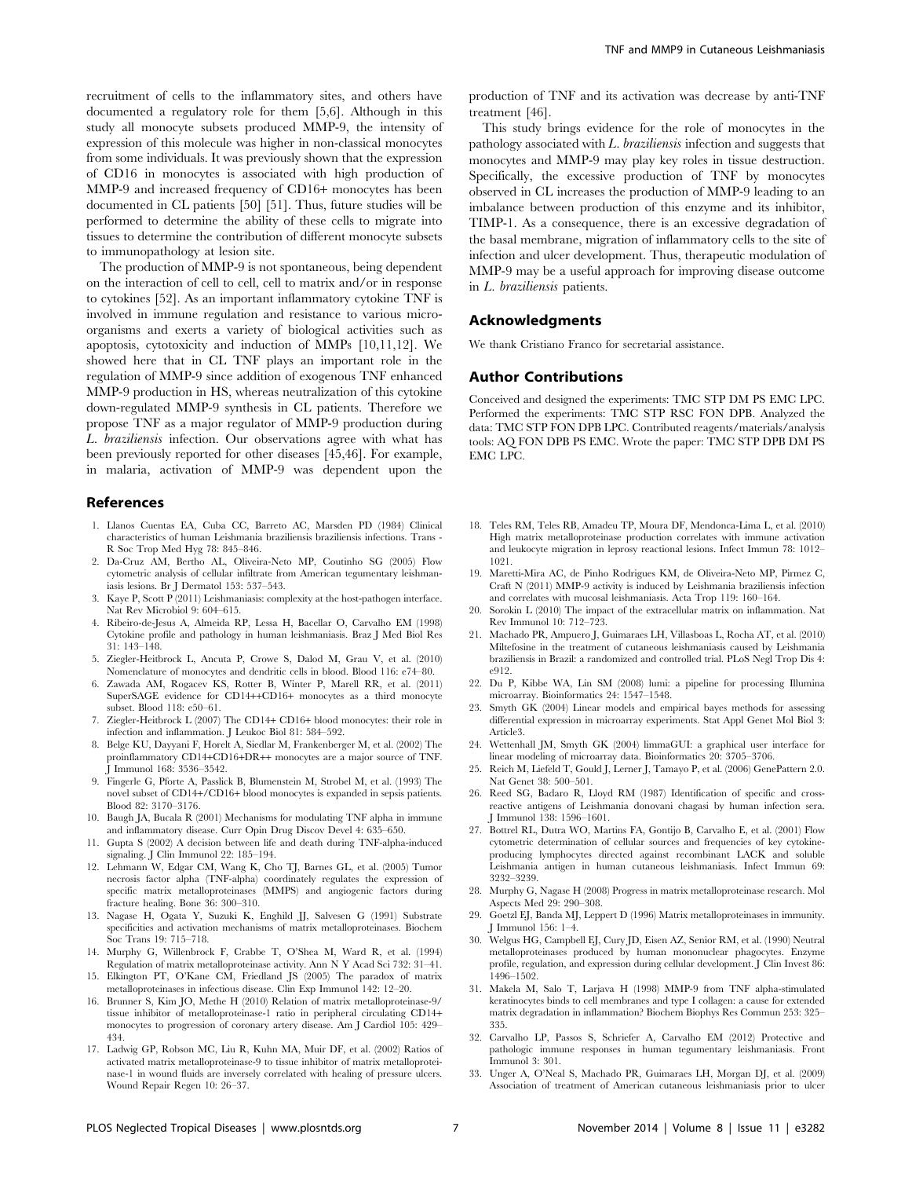recruitment of cells to the inflammatory sites, and others have documented a regulatory role for them [5,6]. Although in this study all monocyte subsets produced MMP-9, the intensity of expression of this molecule was higher in non-classical monocytes from some individuals. It was previously shown that the expression of CD16 in monocytes is associated with high production of MMP-9 and increased frequency of CD16+ monocytes has been documented in CL patients [50] [51]. Thus, future studies will be performed to determine the ability of these cells to migrate into tissues to determine the contribution of different monocyte subsets to immunopathology at lesion site.

The production of MMP-9 is not spontaneous, being dependent on the interaction of cell to cell, cell to matrix and/or in response to cytokines [52]. As an important inflammatory cytokine TNF is involved in immune regulation and resistance to various microorganisms and exerts a variety of biological activities such as apoptosis, cytotoxicity and induction of MMPs [10,11,12]. We showed here that in CL TNF plays an important role in the regulation of MMP-9 since addition of exogenous TNF enhanced MMP-9 production in HS, whereas neutralization of this cytokine down-regulated MMP-9 synthesis in CL patients. Therefore we propose TNF as a major regulator of MMP-9 production during *L. braziliensis* infection. Our observations agree with what has been previously reported for other diseases [45,46]. For example, in malaria, activation of MMP-9 was dependent upon the production of TNF and its activation was decrease by anti-TNF treatment [46].

This study brings evidence for the role of monocytes in the pathology associated with *L. braziliensis* infection and suggests that monocytes and MMP-9 may play key roles in tissue destruction. Specifically, the excessive production of TNF by monocytes observed in CL increases the production of MMP-9 leading to an imbalance between production of this enzyme and its inhibitor, TIMP-1. As a consequence, there is an excessive degradation of the basal membrane, migration of inflammatory cells to the site of infection and ulcer development. Thus, therapeutic modulation of MMP-9 may be a useful approach for improving disease outcome in *L. braziliensis* patients.

## Acknowledgments

We thank Cristiano Franco for secretarial assistance.

## Author Contributions

Conceived and designed the experiments: TMC STP DM PS EMC LPC. Performed the experiments: TMC STP RSC FON DPB. Analyzed the data: TMC STP FON DPB LPC. Contributed reagents/materials/analysis tools: AQ FON DPB PS EMC. Wrote the paper: TMC STP DPB DM PS EMC LPC.

## References

1. Llanos Cuentas EA, Cuba CC, Barreto AC, Marsden PD (1984) Clinical characteristics of human Leishmania braziliensis braziliensis infections. Trans - R Soc Trop Med Hyg 78: 845–846.
2. Da-Cruz AM, Bertho AL, Oliveira-Neto MP, Coutinho SG (2005) Flow cytometric analysis of cellular infiltrate from American tegumentary leishmaniasis lesions. Br J Dermatol 153: 537–543.
3. Kaye P, Scott P (2011) Leishmaniasis: complexity at the host-pathogen interface. Nat Rev Microbiol 9: 604–615.
4. Ribeiro-de-Jesus A, Almeida RP, Lessa H, Bacellar O, Carvalho EM (1998) Cytokine profile and pathology in human leishmaniasis. Braz J Med Biol Res 31: 143–148.
5. Ziegler-Heitbrock L, Ancuta P, Crowe S, Dalod M, Grau V, et al. (2010) Nomenclature of monocytes and dendritic cells in blood. Blood 116: e74–80.
6. Zawada AM, Rogacev KS, Rotter B, Winter P, Marell RR, et al. (2011) SuperSAGE evidence for CD14++CD16+ monocytes as a third monocyte subset. Blood 118: e50–61.
7. Ziegler-Heitbrock L (2007) The CD14+ CD16+ blood monocytes: their role in infection and inflammation. J Leukoc Biol 81: 584–592.
8. Belge KU, Dayyani F, Horelt A, Siedlar M, Frankenberger M, et al. (2002) The proinflammatory CD14+CD16+DR++ monocytes are a major source of TNF. J Immunol 168: 3536–3542.
9. Fingerle G, Pforte A, Passlick B, Blumenstein M, Strobel M, et al. (1993) The novel subset of CD14+/CD16+ blood monocytes is expanded in sepsis patients. Blood 82: 3170–3176.
10. Baugh JA, Bucala R (2001) Mechanisms for modulating TNF alpha in immune and inflammatory disease. Curr Opin Drug Discov Devel 4: 635–650.
11. Gupta S (2002) A decision between life and death during TNF-alpha-induced signaling. J Clin Immunol 22: 185–194.
12. Lehmann W, Edgar CM, Wang K, Cho TJ, Barnes GL, et al. (2005) Tumor necrosis factor alpha (TNF-alpha) coordinately regulates the expression of specific matrix metalloproteinases (MMPS) and angiogenic factors during fracture healing. Bone 36: 300–310.
13. Nagase H, Ogata Y, Suzuki K, Enghild JJ, Salvesen G (1991) Substrate specificities and activation mechanisms of matrix metalloproteinases. Biochem Soc Trans 19: 715–718.
14. Murphy G, Willenbrock F, Crabbe T, O'Shea M, Ward R, et al. (1994) Regulation of matrix metalloproteinase activity. Ann N Y Acad Sci 732: 31–41.
15. Elkington PT, O'Kane CM, Friedland JS (2005) The paradox of matrix metalloproteinases in infectious disease. Clin Exp Immunol 142: 12–20.
16. Brunner S, Kim JO, Methe H (2010) Relation of matrix metalloproteinase-9/tissue inhibitor of metalloproteinase-1 ratio in peripheral circulating CD14+ monocytes to progression of coronary artery disease. Am J Cardiol 105: 429–434.
17. Ladwig GP, Robson MC, Liu R, Kuhn MA, Muir DF, et al. (2002) Ratios of activated matrix metalloproteinase-9 to tissue inhibitor of matrix metalloproteinase-1 in wound fluids are inversely correlated with healing of pressure ulcers. Wound Repair Regen 10: 26–37.
18. Teles RM, Teles RB, Amadeu TP, Moura DF, Mendonca-Lima L, et al. (2010) High matrix metalloproteinase production correlates with immune activation and leukocyte migration in leprosy reactional lesions. Infect Immun 78: 1012–1021.
19. Maretti-Mira AC, de Pinho Rodrigues KM, de Oliveira-Neto MP, Pirmez C, Craft N (2011) MMP-9 activity is induced by Leishmania braziliensis infection and correlates with mucosal leishmaniasis. Acta Trop 119: 160–164.
20. Sorokin L (2010) The impact of the extracellular matrix on inflammation. Nat Rev Immunol 10: 712–723.
21. Machado PR, Ampuero J, Guimaraes LH, Villasboas L, Rocha AT, et al. (2010) Miltefosine in the treatment of cutaneous leishmaniasis caused by Leishmania braziliensis in Brazil: a randomized and controlled trial. PLoS Negl Trop Dis 4: e912.
22. Du P, Kibbe WA, Lin SM (2008) lumi: a pipeline for processing Illumina microarray. Bioinformatics 24: 1547–1548.
23. Smyth GK (2004) Linear models and empirical bayes methods for assessing differential expression in microarray experiments. Stat Appl Genet Mol Biol 3: Article3.
24. Wettenhall JM, Smyth GK (2004) limmaGUI: a graphical user interface for linear modeling of microarray data. Bioinformatics 20: 3705–3706.
25. Reich M, Liefeld T, Gould J, Lerner J, Tamayo P, et al. (2006) GenePattern 2.0. Nat Genet 38: 500–501.
26. Reed SG, Badaro R, Lloyd RM (1987) Identification of specific and cross-reactive antigens of Leishmania donovani chagasi by human infection sera. J Immunol 138: 1596–1601.
27. Bottrel RL, Dutra WO, Martins FA, Gontijo B, Carvalho E, et al. (2001) Flow cytometric determination of cellular sources and frequencies of key cytokine-producing lymphocytes directed against recombinant LACK and soluble Leishmania antigen in human cutaneous leishmaniasis. Infect Immun 69: 3232–3239.
28. Murphy G, Nagase H (2008) Progress in matrix metalloproteinase research. Mol Aspects Med 29: 290–308.
29. Goetzl EJ, Banda MJ, Leppert D (1996) Matrix metalloproteinases in immunity. J Immunol 156: 1–4.
30. Welgus HG, Campbell EJ, Cury JD, Eisen AZ, Senior RM, et al. (1990) Neutral metalloproteinases produced by human mononuclear phagocytes. Enzyme profile, regulation, and expression during cellular development. J Clin Invest 86: 1496–1502.
31. Makela M, Salo T, Larjava H (1998) MMP-9 from TNF alpha-stimulated keratinocytes binds to cell membranes and type I collagen: a cause for extended matrix degradation in inflammation? Biochem Biophys Res Commun 253: 325–335.
32. Carvalho LP, Passos S, Schriefer A, Carvalho EM (2012) Protective and pathologic immune responses in human tegumentary leishmaniasis. Front Immunol 3: 301.
33. Unger A, O'Neal S, Machado PR, Guimaraes LH, Morgan DJ, et al. (2009) Association of treatment of American cutaneous leishmaniasis prior to ulcer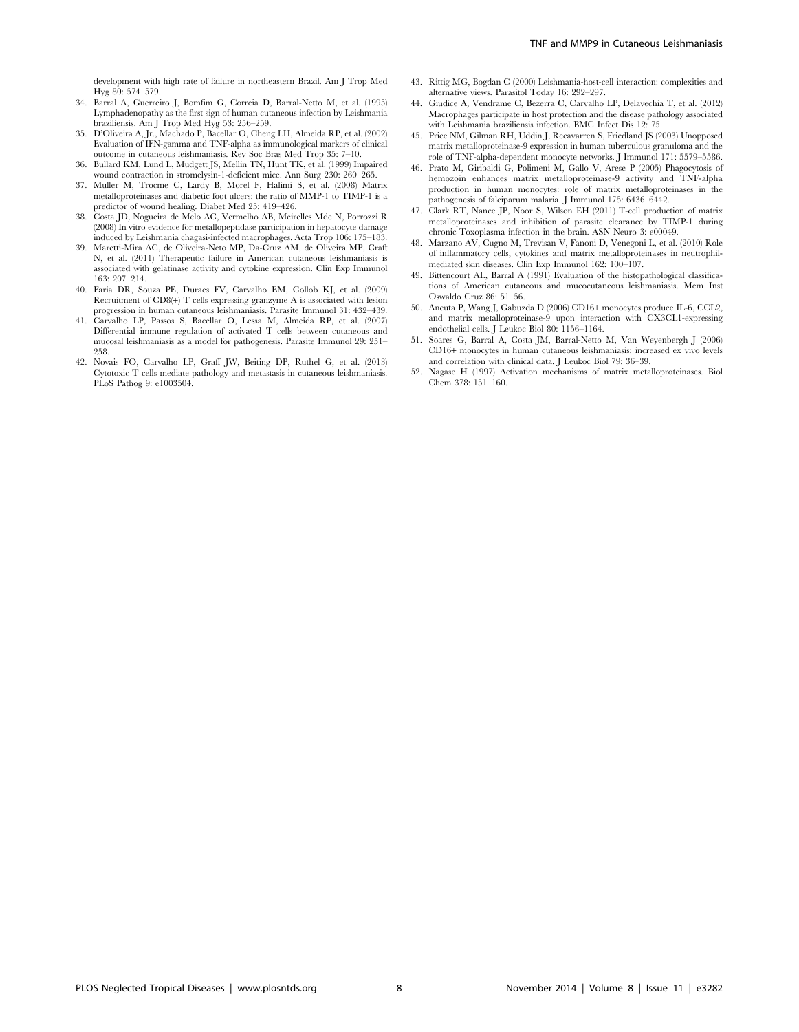development with high rate of failure in northeastern Brazil. Am J Trop Med Hyg 80: 574–579.

34. Barral A, Guerreiro J, Bomfim G, Correia D, Barral-Netto M, et al. (1995) Lymphadenopathy as the first sign of human cutaneous infection by Leishmania braziliensis. Am J Trop Med Hyg 53: 256–259.
35. D'Oliveira A, Jr., Machado P, Bacellar O, Cheng LH, Almeida RP, et al. (2002) Evaluation of IFN-gamma and TNF-alpha as immunological markers of clinical outcome in cutaneous leishmaniasis. Rev Soc Bras Med Trop 35: 7–10.
36. Bullard KM, Lund L, Mudgett JS, Mellin TN, Hunt TK, et al. (1999) Impaired wound contraction in stromelysin-1-deficient mice. Ann Surg 230: 260–265.
37. Muller M, Trocme C, Lardy B, Morel F, Halimi S, et al. (2008) Matrix metalloproteinases and diabetic foot ulcers: the ratio of MMP-1 to TIMP-1 is a predictor of wound healing. Diabet Med 25: 419–426.
38. Costa JD, Nogueira de Melo AC, Vermelho AB, Meirelles Mde N, Porrozzi R (2008) In vitro evidence for metallopeptidase participation in hepatocyte damage induced by Leishmania chagasi-infected macrophages. Acta Trop 106: 175–183.
39. Maretti-Mira AC, de Oliveira-Neto MP, Da-Cruz AM, de Oliveira MP, Craft N, et al. (2011) Therapeutic failure in American cutaneous leishmaniasis is associated with gelatinase activity and cytokine expression. Clin Exp Immunol 163: 207–214.
40. Faria DR, Souza PE, Duraes FV, Carvalho EM, Gollob KJ, et al. (2009) Recruitment of CD8(+) T cells expressing granzyme A is associated with lesion progression in human cutaneous leishmaniasis. Parasite Immunol 31: 432–439.
41. Carvalho LP, Passos S, Bacellar O, Lessa M, Almeida RP, et al. (2007) Differential immune regulation of activated T cells between cutaneous and mucosal leishmaniasis as a model for pathogenesis. Parasite Immunol 29: 251–258.
42. Novais FO, Carvalho LP, Graff JW, Beiting DP, Ruthel G, et al. (2013) Cytotoxic T cells mediate pathology and metastasis in cutaneous leishmaniasis. PLoS Pathog 9: e1003504.
43. Rittig MG, Bogdan C (2000) Leishmania-host-cell interaction: complexities and alternative views. Parasitol Today 16: 292–297.
44. Giudice A, Vendrame C, Bezerra C, Carvalho LP, Delavechia T, et al. (2012) Macrophages participate in host protection and the disease pathology associated with Leishmania braziliensis infection. BMC Infect Dis 12: 75.
45. Price NM, Gilman RH, Uddin J, Recavarren S, Friedland JS (2003) Unopposed matrix metalloproteinase-9 expression in human tuberculous granuloma and the role of TNF-alpha-dependent monocyte networks. J Immunol 171: 5579–5586.
46. Prato M, Giribaldi G, Polimeni M, Gallo V, Arese P (2005) Phagocytosis of hemozoin enhances matrix metalloproteinase-9 activity and TNF-alpha production in human monocytes: role of matrix metalloproteinases in the pathogenesis of falciparum malaria. J Immunol 175: 6436–6442.
47. Clark RT, Nance JP, Noor S, Wilson EH (2011) T-cell production of matrix metalloproteinases and inhibition of parasite clearance by TIMP-1 during chronic Toxoplasma infection in the brain. ASN Neuro 3: e00049.
48. Marzano AV, Cugno M, Trevisan V, Fanoni D, Venegoni L, et al. (2010) Role of inflammatory cells, cytokines and matrix metalloproteinases in neutrophil-mediated skin diseases. Clin Exp Immunol 162: 100–107.
49. Bittencourt AL, Barral A (1991) Evaluation of the histopathological classifications of American cutaneous and mucocutaneous leishmaniasis. Mem Inst Oswaldo Cruz 86: 51–56.
50. Ancuta P, Wang J, Gabuzda D (2006) CD16+ monocytes produce IL-6, CCL2, and matrix metalloproteinase-9 upon interaction with CX3CL1-expressing endothelial cells. J Leukoc Biol 80: 1156–1164.
51. Soares G, Barral A, Costa JM, Barral-Netto M, Van Weyenbergh J (2006) CD16+ monocytes in human cutaneous leishmaniasis: increased ex vivo levels and correlation with clinical data. J Leukoc Biol 79: 36–39.
52. Nagase H (1997) Activation mechanisms of matrix metalloproteinases. Biol Chem 378: 151–160.